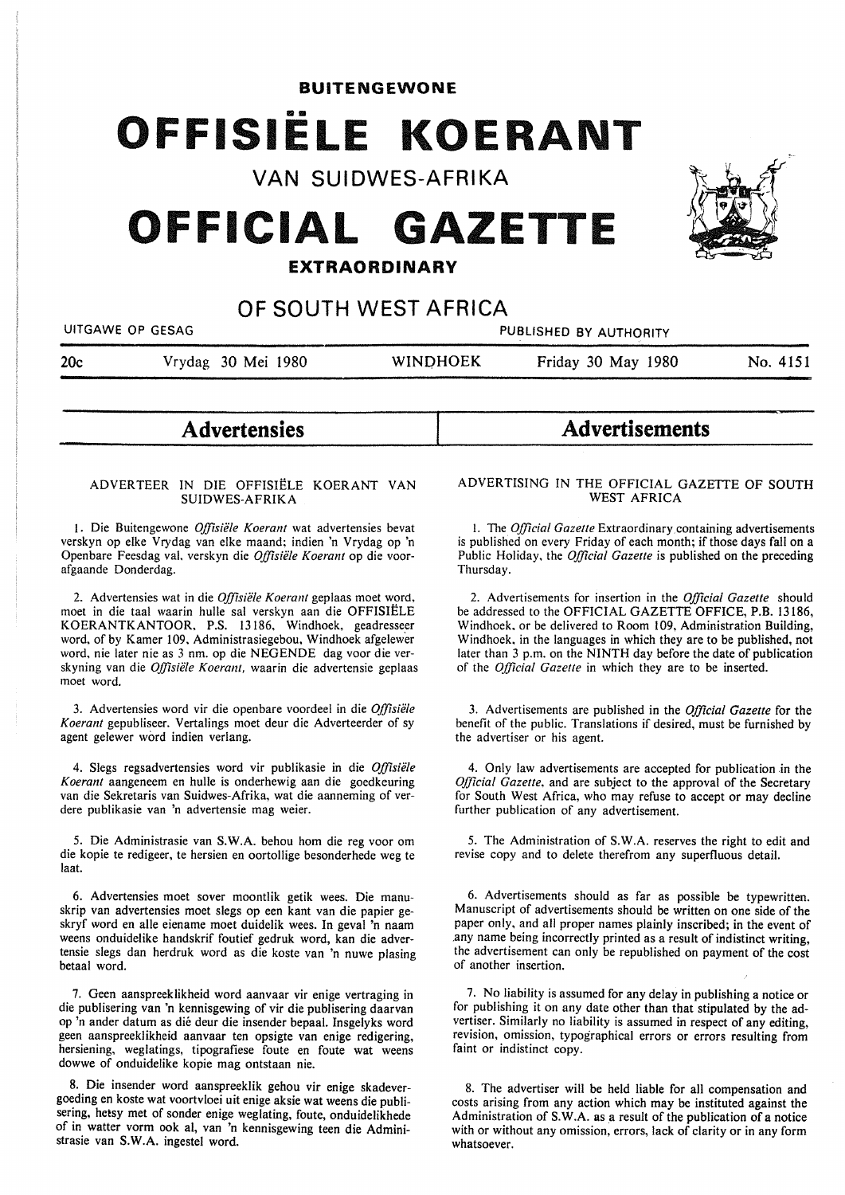**BUITENGEWONE**

# OFFISIËLE KOERANT

VAN SUIDWES-AFRIKA

# OFFICIAL GAZETTE

**EXTRAORDINARY**

## OF SOUTH WEST AFRICA

UITGAWE OP GESAG — PUBLISHED BY AUTHORITY

20c — Vrydag 30 Mei 1980 — WINDHOEK — Friday 30 May 1980 — No. 4151

## Advertensies

### ADVERTEER IN DIE OFFISIËLE KOERANT VAN SUIDWES-AFRIKA

1. Die Buitengewone *Offisiële Koerant* wat advertensies bevat verskyn op elke Vrydag van elke maand; indien 'n Vrydag op 'n Openbare Feesdag val, verskyn die *Offisiële Koerant* op die voorafgaande Donderdag.

2. Advertensies wat in die *Offisiële Koerant* geplaas moet word, moet in die taal waarin hulle sal verskyn aan die OFFISIËLE KOERANTKANTOOR, P.S. 13186, Windhoek, geadresseer word, of by Kamer 109, Administrasiegebou, Windhoek afgelewer word, nie later nie as 3 nm. op die NEGENDE dag voor die verskyning van die *Offisiële Koerant*, waarin die advertensie geplaas moet word.

3. Advertensies word vir die openbare voordeel in die *Offisiële Koerant* gepubliseer. Vertalings moet deur die Adverteerder of sy agent gelewer word indien verlang.

4. Slegs regsadvertensies word vir publikasie in die *Offisiële Koerant* aangeneem en hulle is onderhewig aan die goedkeuring van die Sekretaris van Suidwes-Afrika, wat die aanneming of verdere publikasie van 'n advertensie mag weier.

5. Die Administrasie van S.W.A. behou hom die reg voor om die kopie te redigeer, te hersien en oortollige besonderhede weg te laat.

6. Advertensies moet sover moontlik getik wees. Die manuskrip van advertensies moet slegs op een kant van die papier geskryf word en alle eiename moet duidelik wees. In geval 'n naam weens onduidelike handskrif foutief gedruk word, kan die advertensie slegs dan herdruk word as die koste van 'n nuwe plasing betaal word.

7. Geen aanspreeklikheid word aanvaar vir enige vertraging in die publisering van 'n kennisgewing of vir die publisering daarvan op 'n ander datum as dié deur die insender bepaal. Insgelyks word geen aanspreeklikheid aanvaar ten opsigte van enige redigering, hersiening, weglatings, tipografiese foute en foute wat weens dowwe of onduidelike kopie mag ontstaan nie.

8. Die insender word aanspreeklik gehou vir enige skadevergoeding en koste wat voortvloei uit enige aksie wat weens die publisering, hetsy met of sonder enige weglating, foute, onduidelikhede of in watter vorm ook al, van 'n kennisgewing teen die Administrasie van S.W.A. ingestel word.

## Advertisements

### ADVERTISING IN THE OFFICIAL GAZETTE OF SOUTH WEST AFRICA

1. The *Official Gazette* Extraordinary containing advertisements is published on every Friday of each month; if those days fall on a Public Holiday, the *Official Gazette* is published on the preceding Thursday.

2. Advertisements for insertion in the *Official Gazette* should be addressed to the OFFICIAL GAZETTE OFFICE, P.B. 13186, Windhoek, or be delivered to Room 109, Administration Building, Windhoek, in the languages in which they are to be published, not later than 3 p.m. on the NINTH day before the date of publication of the *Official Gazette* in which they are to be inserted.

3. Advertisements are published in the *Official Gazette* for the benefit of the public. Translations if desired, must be furnished by the advertiser or his agent.

4. Only law advertisements are accepted for publication in the *Official Gazette*, and are subject to the approval of the Secretary for South West Africa, who may refuse to accept or may decline further publication of any advertisement.

5. The Administration of S.W.A. reserves the right to edit and revise copy and to delete therefrom any superfluous detail.

6. Advertisements should as far as possible be typewritten. Manuscript of advertisements should be written on one side of the paper only, and all proper names plainly inscribed; in the event of any name being incorrectly printed as a result of indistinct writing, the advertisement can only be republished on payment of the cost of another insertion.

7. No liability is assumed for any delay in publishing a notice or for publishing it on any date other than that stipulated by the advertiser. Similarly no liability is assumed in respect of any editing, revision, omission, typographical errors or errors resulting from faint or indistinct copy.

8. The advertiser will be held liable for all compensation and costs arising from any action which may be instituted against the Administration of S.W.A. as a result of the publication of a notice with or without any omission, errors, lack of clarity or in any form whatsoever.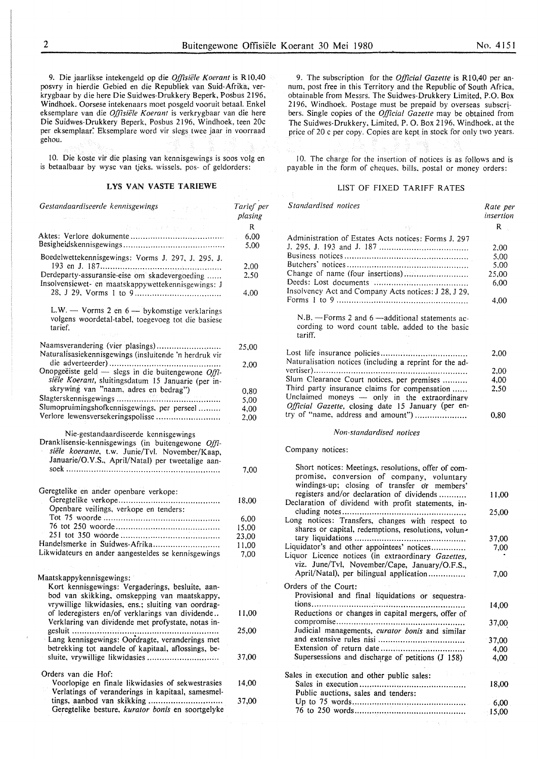9. Die jaarlikse intekengeld op die *Offisiële Koerant* is R10,40 posvry in hierdie Gebied en die Republiek van Suid-Afrika, verkrygbaar by die here Die Suidwes-Drukkery Beperk, Posbus 2196, Windhoek. Oorsese intekenaars moet posgeld vooruit betaal. Enkel eksemplare van die *Offisiële Koerant* is verkrygbaar van die here Die Suidwes-Drukkery Beperk, Posbus 2196, Windhoek, teen 20c per eksemplaar. Eksemplare word vir slegs twee jaar in voorraad gehou.

10. Die koste vir die plasing van kennisgewings is soos volg en is betaalbaar by wyse van tjeks, wissels, pos- of geldorders:

## LYS VAN VASTE TARIEWE

| *Gestandaardiseerde kennisgewings* | *Tarief per plasing* |
|---|---|
| | R |
| Aktes: Verlore dokumente | 6,00 |
| Besigheidskennisgewings | 5,00 |
| Boedelwettekennisgewings: Vorms J. 297, J. 295, J. 193 en J. 187 | 2,00 |
| Derdeparty-assuransie-eise om skadevergoeding | 2,50 |
| Insolvensiewet- en maatskappywettekennisgewings: J 28, J 29, Vorms 1 to 9 | 4,00 |
| L.W. — Vorms 2 en 6 — bykomstige verklarings volgens woordetal-tabel, toegevoeg tot die basiese tarief. | |
| Naamsverandering (vier plasings) | 25,00 |
| Naturalisasiekennisgewings (insluitende 'n herdruk vir die adverteerder) | 2,00 |
| Onopgeëiste geld — slegs in die buitengewone *Offisiële Koerant*, sluitingsdatum 15 Januarie (per inskrywing van "naam, adres en bedrag") | 0,80 |
| Slagterskennisgewings | 5,00 |
| Slumopruimingshofkennisgewings, per perseel | 4,00 |
| Verlore lewensversekeringspolisse | 2,00 |
| Nie-gestandaardiseerde kennisgewings | |
| Dranklisensie-kennisgewings (in buitengewone *Offisiële koerante*, t.w. Junie/Tvl. November/Kaap, Januarie/O.V.S., April/Natal) per tweetalige aansoek | 7,00 |
| Geregtelike en ander openbare verkope: | |
| Geregtelike verkope | 18,00 |
| Openbare veilings, verkope en tenders: | |
| Tot 75 woorde | 6,00 |
| 76 tot 250 woorde | 15,00 |
| 251 tot 350 woorde | 23,00 |
| Handelsmerke in Suidwes-Afrika | 11,00 |
| Likwidateurs en ander aangesteldes se kennisgewings | 7,00 |
| Maatskappykennisgewings: | |
| Kort kennisgewings: Vergaderings, besluite, aanbod van skikking, omskepping van maatskappy, vrywillige likwidasies, ens.; sluiting van oordragof lederegisters en/of verklarings van dividende | 11,00 |
| Verklaring van dividende met profystate, notas ingesluit | 25,00 |
| Lang kennisgewings: Oordragte, veranderings met betrekking tot aandele of kapitaal, aflossings, besluite, vrywillige likwidasies | 37,00 |
| Orders van die Hof: | |
| Voorlopige en finale likwidasies of sekwestrasies | 14,00 |
| Verlatings of veranderings in kapitaal, samesmeltings, aanbod van skikking | 37,00 |
| Geregtelike besture, *kurator bonis* en soortgelyke | |

9. The subscription for the *Official Gazette* is R10,40 per annum, post free in this Territory and the Republic of South Africa, obtainable from Messrs. The Suidwes-Drukkery Limited, P.O. Box 2196, Windhoek. Postage must be prepaid by overseas subscribers. Single copies of the *Official Gazette* may be obtained from The Suidwes-Drukkery, Limited, P. O. Box 2196, Windhoek, at the price of 20 c per copy. Copies are kept in stock for only two years.

10. The charge for the insertion of notices is as follows and is payable in the form of cheques, bills, postal or money orders:

## LIST OF FIXED TARIFF RATES

| *Standardised notices* | *Rate per insertion* |
|---|---|
| | R |
| Administration of Estates Acts notices: Forms J. 297 J. 295, J. 193 and J. 187 | 2,00 |
| Business notices | 5,00 |
| Butchers' notices | 5,00 |
| Change of name (four insertions) | 25,00 |
| Deeds: Lost documents | 6,00 |
| Insolvency Act and Company Acts notices: J 28, J 29, Forms 1 to 9 | 4,00 |
| N.B. — Forms 2 and 6 — additional statements according to word count table, added to the basic tariff. | |
| Lost life insurance policies | 2,00 |
| Naturalisation notices (including a reprint for the advertiser) | 2,00 |
| Slum Clearance Court notices, per premises | 4,00 |
| Third party insurance claims for compensation | 2,50 |
| Unclaimed moneys — only in the extraordinary *Official Gazette*, closing date 15 January (per entry of "name, address and amount") | 0,80 |
| *Non-standardised notices* | |
| Company notices: | |
| Short notices: Meetings, resolutions, offer of compromise, conversion of company, voluntary windings-up; closing of transfer or members' registers and/or declaration of dividends | 11,00 |
| Declaration of dividend with profit statements, including notes | 25,00 |
| Long notices: Transfers, changes with respect to shares or capital, redemptions, resolutions, voluntary liquidations | 37,00 |
| Liquidator's and other appointees' notices | 7,00 |
| Liquor Licence notices (in extraordinary *Gazettes*, viz. June/Tvl, November/Cape, January/O.F.S., April/Natal), per bilingual application | 7,00 |
| Orders of the Court: | |
| Provisional and final liquidations or sequestrations | 14,00 |
| Reductions or changes in capital mergers, offer of compromise | 37,00 |
| Judicial managements, *curator bonis* and similar and extensive rules nisi | 37,00 |
| Extension of return date | 4,00 |
| Supersessions and discharge of petitions (J 158) | 4,00 |
| Sales in execution and other public sales: | |
| Sales in execution | 18,00 |
| Public auctions, sales and tenders: | |
| Up to 75 words | 6,00 |
| 76 to 250 words | 15,00 |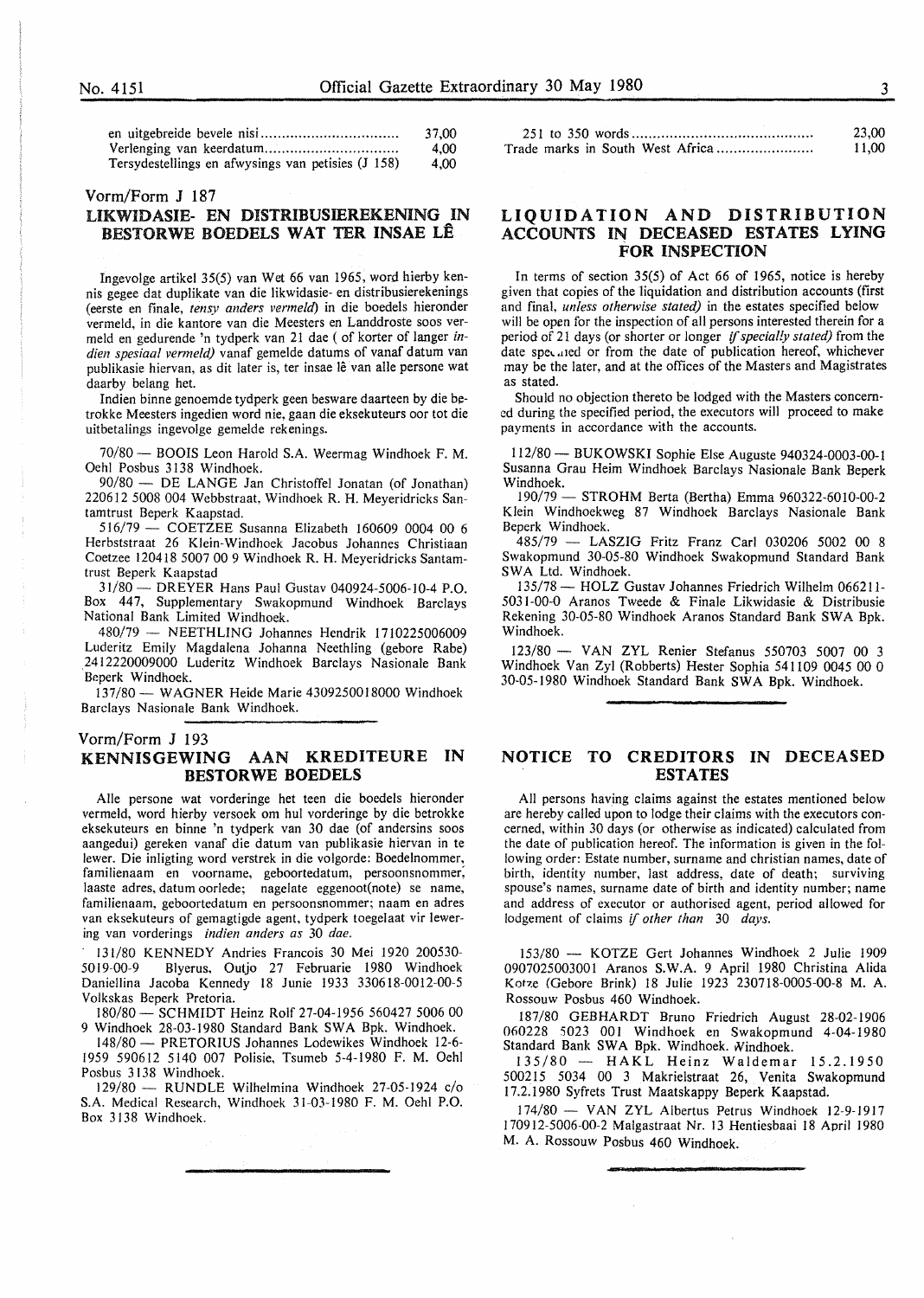| | |
|---|---|
| en uitgebreide bevele nisi | 37,00 |
| Verlenging van keerdatum | 4,00 |
| Tersydestellings en afwysings van petisies (J 158) | 4,00 |

Vorm/Form J 187

## LIKWIDASIE- EN DISTRIBUSIEREKENING IN BESTORWE BOEDELS WAT TER INSAE LÊ

Ingevolge artikel 35(5) van Wet 66 van 1965, word hierby kennis gegee dat duplikate van die likwidasie- en distribusierekenings (eerste en finale, *tensy anders vermeld*) in die boedels hieronder vermeld, in die kantore van die Meesters en Landdroste soos vermeld en gedurende 'n tydperk van 21 dae ( of korter of langer *indien spesiaal vermeld)* vanaf gemelde datums of vanaf datum van publikasie hiervan, as dit later is, ter insae lê van alle persone wat daarby belang het.

Indien binne genoemde tydperk geen besware daarteen by die betrokke Meesters ingedien word nie, gaan die eksekuteurs oor tot die uitbetalings ingevolge gemelde rekenings.

70/80 — BOOIS Leon Harold S.A. Weermag Windhoek F. M. Oehl Posbus 3138 Windhoek.

90/80 — DE LANGE Jan Christoffel Jonatan (of Jonathan) 220612 5008 004 Webbstraat, Windhoek R. H. Meyeridricks Santamtrust Beperk Kaapstad.

516/79 — COETZEE Susanna Elizabeth 160609 0004 00 6 Herbststraat 26 Klein-Windhoek Jacobus Johannes Christiaan Coetzee 120418 5007 00 9 Windhoek R. H. Meyeridricks Santamtrust Beperk Kaapstad

31/80 — DREYER Hans Paul Gustav 040924-5006-10-4 P.O. Box 447, Supplementary Swakopmund Windhoek Barclays National Bank Limited Windhoek.

480/79 — NEETHLING Johannes Hendrik 1710225006009 Luderitz Emily Magdalena Johanna Neethling (gebore Rabe) 2412220009000 Luderitz Windhoek Barclays Nasionale Bank Beperk Windhoek.

137/80 — WAGNER Heide Marie 4309250018000 Windhoek Barclays Nasionale Bank Windhoek.

Vorm/Form J 193

## KENNISGEWING AAN KREDITEURE IN BESTORWE BOEDELS

Alle persone wat vorderinge het teen die boedels hieronder vermeld, word hierby versoek om hul vorderinge by die betrokke eksekuteurs en binne 'n tydperk van 30 dae (of andersins soos aangedui) gereken vanaf die datum van publikasie hiervan in te lewer. Die inligting word verstrek in die volgorde: Boedelnommer, familienaam en voorname, geboortedatum, persoonsnommer, laaste adres, datum oorlede; nagelate eggenoot(note) se name, familienaam, geboortedatum en persoonsnommer; naam en adres van eksekuteurs of gemagtigde agent, tydperk toegelaat vir lewering van vorderings *indien anders as* 30 *dae.*

131/80 KENNEDY Andries Francois 30 Mei 1920 200530-5019-00-9 Blyerus, Outjo 27 Februarie 1980 Windhoek Daniellina Jacoba Kennedy 18 Junie 1933 330618-0012-00-5 Volkskas Beperk Pretoria.

180/80 — SCHMIDT Heinz Rolf 27-04-1956 560427 5006 00 9 Windhoek 28-03-1980 Standard Bank SWA Bpk. Windhoek.

148/80 — PRETORIUS Johannes Lodewikes Windhoek 12-6-1959 590612 5140 007 Polisie, Tsumeb 5-4-1980 F. M. Oehl Posbus 3138 Windhoek.

129/80 — RUNDLE Wilhelmina Windhoek 27-05-1924 c/o S.A. Medical Research, Windhoek 31-03-1980 F. M. Oehl P.O. Box 3138 Windhoek.

| | |
|---|---|
| 251 to 350 words | 23,00 |
| Trade marks in South West Africa | 11,00 |

## LIQUIDATION AND DISTRIBUTION ACCOUNTS IN DECEASED ESTATES LYING FOR INSPECTION

In terms of section 35(5) of Act 66 of 1965, notice is hereby given that copies of the liquidation and distribution accounts (first and final, *unless otherwise stated)* in the estates specified below will be open for the inspection of all persons interested therein for a period of 21 days (or shorter or longer *if specially stated)* from the date specified or from the date of publication hereof, whichever may be the later, and at the offices of the Masters and Magistrates as stated.

Should no objection thereto be lodged with the Masters concerned during the specified period, the executors will proceed to make payments in accordance with the accounts.

112/80 — BUKOWSKI Sophie Else Auguste 940324-0003-00-1 Susanna Grau Heim Windhoek Barclays Nasionale Bank Beperk Windhoek.

190/79 — STROHM Berta (Bertha) Emma 960322-6010-00-2 Klein Windhoekweg 87 Windhoek Barclays Nasionale Bank Beperk Windhoek.

485/79 — LASZIG Fritz Franz Carl 030206 5002 00 8 Swakopmund 30-05-80 Windhoek Swakopmund Standard Bank SWA Ltd. Windhoek.

135/78 — HOLZ Gustav Johannes Friedrich Wilhelm 066211-5031-00-0 Aranos Tweede & Finale Likwidasie & Distribusie Rekening 30-05-80 Windhoek Aranos Standard Bank SWA Bpk. Windhoek.

123/80 — VAN ZYL Renier Stefanus 550703 5007 00 3 Windhoek Van Zyl (Robberts) Hester Sophia 541109 0045 00 0 30-05-1980 Windhoek Standard Bank SWA Bpk. Windhoek.

## NOTICE TO CREDITORS IN DECEASED ESTATES

All persons having claims against the estates mentioned below are hereby called upon to lodge their claims with the executors concerned, within 30 days (or otherwise as indicated) calculated from the date of publication hereof. The information is given in the following order: Estate number, surname and christian names, date of birth, identity number, last address, date of death; surviving spouse's names, surname date of birth and identity number; name and address of executor or authorised agent, period allowed for lodgement of claims *if other than* 30 *days.*

153/80 — KOTZE Gert Johannes Windhoek 2 Julie 1909 0907025003001 Aranos S.W.A. 9 April 1980 Christina Alida Kotze (Gebore Brink) 18 Julie 1923 230718-0005-00-8 M. A. Rossouw Posbus 460 Windhoek.

187/80 GEBHARDT Bruno Friedrich August 28-02-1906 060228 5023 001 Windhoek en Swakopmund 4-04-1980 Standard Bank SWA Bpk. Windhoek. Windhoek.

135/80 — HAKL Heinz Waldemar 15.2.1950 500215 5034 00 3 Makrielstraat 26, Venita Swakopmund 17.2.1980 Syfrets Trust Maatskappy Beperk Kaapstad.

174/80 — VAN ZYL Albertus Petrus Windhoek 12-9-1917 170912-5006-00-2 Malgastraat Nr. 13 Hentiesbaai 18 April 1980 M. A. Rossouw Posbus 460 Windhoek.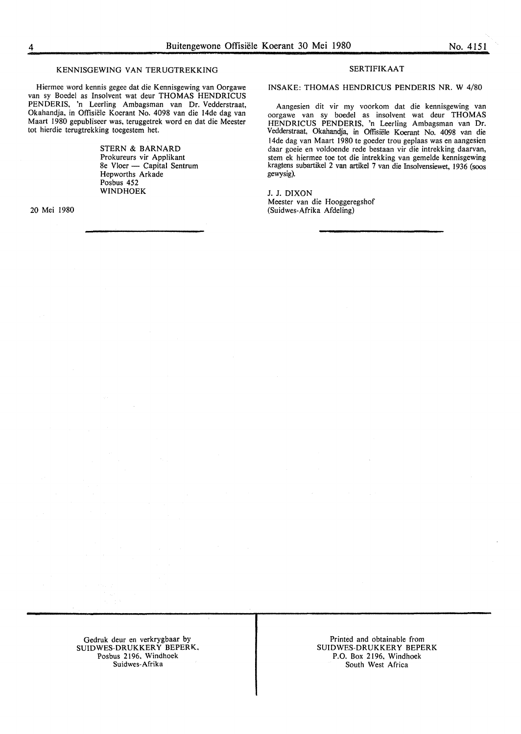## KENNISGEWING VAN TERUGTREKKING

Hiermee word kennis gegee dat die Kennisgewing van Oorgawe van sy Boedel as Insolvent wat deur THOMAS HENDRICUS PENDERIS, 'n Leerling Ambagsman van Dr. Vedderstraat, Okahandja, in Offisiële Koerant No. 4098 van die 14de dag van Maart 1980 gepubliseer was, teruggetrek word en dat die Meester tot hierdie terugtrekking toegestem het.

STERN & BARNARD
Prokureurs vir Applikant
8e Vloer — Capital Sentrum
Hepworths Arkade
Posbus 452
WINDHOEK

20 Mei 1980

---

## SERTIFIKAAT

INSAKE: THOMAS HENDRICUS PENDERIS NR. W 4/80

Aangesien dit vir my voorkom dat die kennisgewing van oorgawe van sy boedel as insolvent wat deur THOMAS HENDRICUS PENDERIS, 'n Leerling Ambagsman van Dr. Vedderstraat, Okahandja, in Offisiële Koerant No. 4098 van die 14de dag van Maart 1980 te goeder trou geplaas was en aangesien daar goeie en voldoende rede bestaan vir die intrekking daarvan, stem ek hiermee toe tot die intrekking van gemelde kennisgewing kragtens subartikel 2 van artikel 7 van die Insolvensiewet, 1936 (soos gewysig).

J. J. DIXON
Meester van die Hooggeregshof
(Suidwes-Afrika Afdeling)

---

Gedruk deur en verkrygbaar by
SUIDWES-DRUKKERY BEPERK,
Posbus 2196, Windhoek
Suidwes-Afrika

Printed and obtainable from
SUIDWES-DRUKKERY BEPERK
P.O. Box 2196, Windhoek
South West Africa